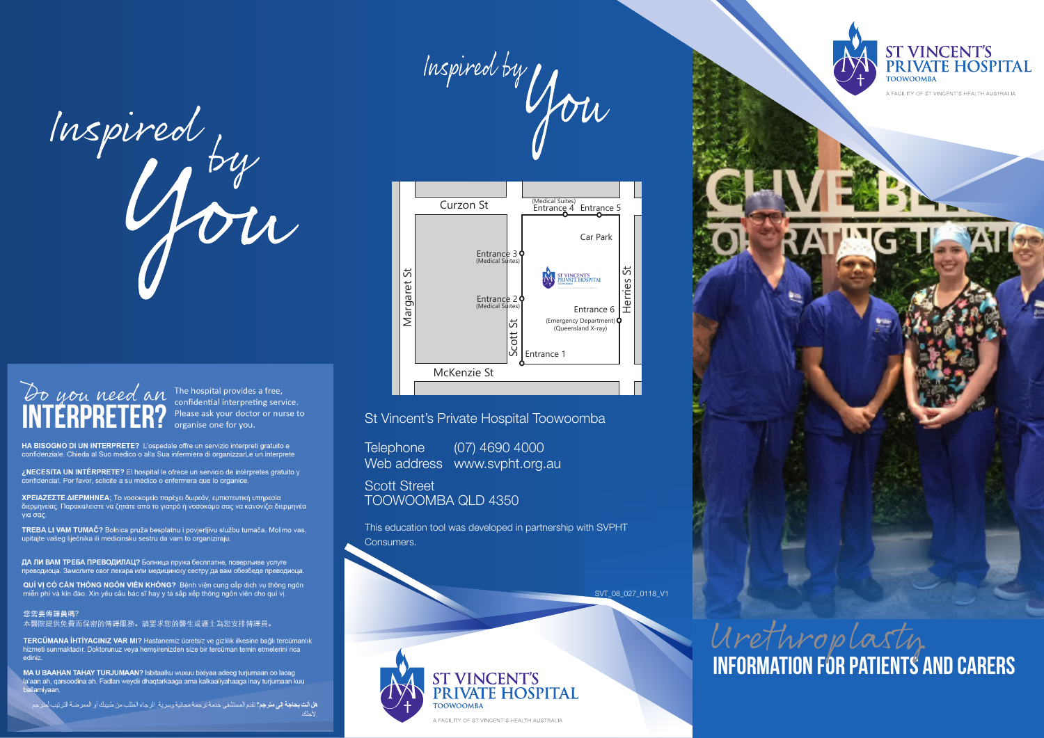Inspired by You

## Do you need an INTERPRETER?

The hospital provides a free, confidential interpreting service. Please ask your doctor or nurse to organise one for you.

**HA BISOGNO DI UN INTERPRETE?** L'ospedale offre un servizio interpreti gratuito e confidenziale. Chieda al Suo medico o alla Sua infermiera di organizzarLe un interprete

**¿NECESITA UN INTÉRPRETE?** El hospital le ofrece un servicio de intérpretes gratuito y confidencial. Por favor, solicite a su médico o enfermera que lo organice.

**ΧΡΕΙΑΖΕΣΤΕ ΔΙΕΡΜΗΝΕΑ;** Το νοσοκομείο παρέχει δωρεάν, εμπιστευτική υπηρεσία διερμηνείας. Παρακαλείστε να ζητάτε από το γιατρό ή νοσοκόμο σας να κανονίζει διερμηνέα για σας.

**TREBA LI VAM TUMAČ?** Bolnica pruža besplatnu i povjerljivu službu tumača. Molimo vas, upitajte vašeg liječnika ili medicinsku sestru da vam to organiziraju.

**ДА ЛИ ВАМ ТРЕБА ПРЕВОДИЛАЦ?** Болница пружа бесплатне, поверљиве услуге преводиоца. Замолите свог лекара или медицинску сестру да вам обезбеде преводиоца.

**QUÍ VỊ CÓ CẦN THÔNG NGÔN VIÊN KHÔNG?** Bệnh viện cung cấp dịch vụ thông ngôn miễn phí và kín đáo. Xin yêu cầu bác sĩ hay y tá sắp xếp thông ngôn viên cho quí vị.

**您需要傳譯員嗎?**
本醫院提供免費而保密的傳譯服務。請要求您的醫生或護士為您安排傳譯員。

**TERCÜMANA İHTİYACINIZ VAR MI?** Hastanemiz ücretsiz ve gizlilik ilkesine bağlı tercümanlık hizmeti sunmaktadır. Doktorunuz veya hemşirenizden size bir tercüman temin etmelerini rica ediniz.

**MA U BAAHAN TAHAY TURJUMAAN?** Isbitaalku wuxuu bixiyaa adeeg turjumaan oo lacag la'aan ah, qarsoodina ah. Fadlan weydii dhaqtarkaaga ama kalkaaliyahaaga inay turjumaan kuu ballamiyaan.

**هل أنت بحاجة إلى مترجم؟** تقدم المستشفى خدمة ترجمة مجانية وسرية. الرجاء الطلب من طبيبك أو الممرضة الترتيب لمترجم لأجلك.

Inspired by You

**Map:** Curzon St, McKenzie St, Margaret St, Scott St, Herries St. Entrance 1; Entrance 2 (Medical Suites); Entrance 3 (Medical Suites); Entrance 4 (Medical Suites); Entrance 5; Entrance 6 (Emergency Department) (Queensland X-ray); Car Park; St Vincent's Private Hospital.

St Vincent's Private Hospital Toowoomba

Telephone (07) 4690 4000
Web address www.svpht.org.au

Scott Street
TOOWOOMBA QLD 4350

This education tool was developed in partnership with SVPHT Consumers.

SVT_08_027_0118_V1

ST VINCENT'S PRIVATE HOSPITAL TOOWOOMBA
A FACILITY OF ST VINCENT'S HEALTH AUSTRALIA

# Urethroplasty

## INFORMATION FOR PATIENTS AND CARERS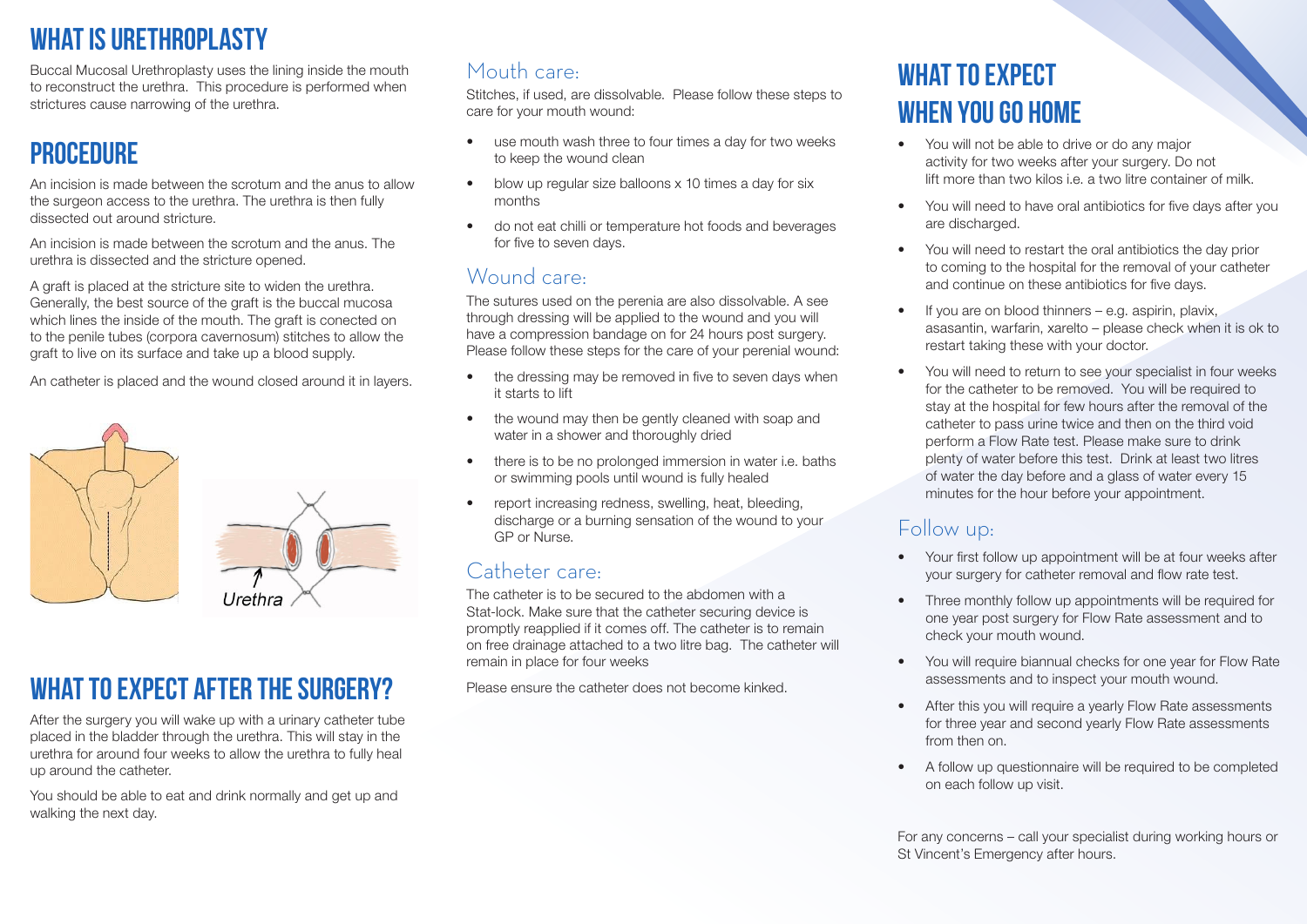# WHAT IS URETHROPLASTY

Buccal Mucosal Urethroplasty uses the lining inside the mouth to reconstruct the urethra. This procedure is performed when strictures cause narrowing of the urethra.

# PROCEDURE

An incision is made between the scrotum and the anus to allow the surgeon access to the urethra. The urethra is then fully dissected out around stricture.

An incision is made between the scrotum and the anus. The urethra is dissected and the stricture opened.

A graft is placed at the stricture site to widen the urethra. Generally, the best source of the graft is the buccal mucosa which lines the inside of the mouth. The graft is conected on to the penile tubes (corpora cavernosum) stitches to allow the graft to live on its surface and take up a blood supply.

An catheter is placed and the wound closed around it in layers.

Urethra

# WHAT TO EXPECT AFTER THE SURGERY?

After the surgery you will wake up with a urinary catheter tube placed in the bladder through the urethra. This will stay in the urethra for around four weeks to allow the urethra to fully heal up around the catheter.

You should be able to eat and drink normally and get up and walking the next day.

## Mouth care:

Stitches, if used, are dissolvable. Please follow these steps to care for your mouth wound:

- use mouth wash three to four times a day for two weeks to keep the wound clean
- blow up regular size balloons x 10 times a day for six months
- do not eat chilli or temperature hot foods and beverages for five to seven days.

## Wound care:

The sutures used on the perenia are also dissolvable. A see through dressing will be applied to the wound and you will have a compression bandage on for 24 hours post surgery. Please follow these steps for the care of your perenial wound:

- the dressing may be removed in five to seven days when it starts to lift
- the wound may then be gently cleaned with soap and water in a shower and thoroughly dried
- there is to be no prolonged immersion in water i.e. baths or swimming pools until wound is fully healed
- report increasing redness, swelling, heat, bleeding, discharge or a burning sensation of the wound to your GP or Nurse.

## Catheter care:

The catheter is to be secured to the abdomen with a Stat-lock. Make sure that the catheter securing device is promptly reapplied if it comes off. The catheter is to remain on free drainage attached to a two litre bag. The catheter will remain in place for four weeks

Please ensure the catheter does not become kinked.

# WHAT TO EXPECT WHEN YOU GO HOME

- You will not be able to drive or do any major activity for two weeks after your surgery. Do not lift more than two kilos i.e. a two litre container of milk.
- You will need to have oral antibiotics for five days after you are discharged.
- You will need to restart the oral antibiotics the day prior to coming to the hospital for the removal of your catheter and continue on these antibiotics for five days.
- If you are on blood thinners – e.g. aspirin, plavix, asasantin, warfarin, xarelto – please check when it is ok to restart taking these with your doctor.
- You will need to return to see your specialist in four weeks for the catheter to be removed. You will be required to stay at the hospital for few hours after the removal of the catheter to pass urine twice and then on the third void perform a Flow Rate test. Please make sure to drink plenty of water before this test. Drink at least two litres of water the day before and a glass of water every 15 minutes for the hour before your appointment.

## Follow up:

- Your first follow up appointment will be at four weeks after your surgery for catheter removal and flow rate test.
- Three monthly follow up appointments will be required for one year post surgery for Flow Rate assessment and to check your mouth wound.
- You will require biannual checks for one year for Flow Rate assessments and to inspect your mouth wound.
- After this you will require a yearly Flow Rate assessments for three year and second yearly Flow Rate assessments from then on.
- A follow up questionnaire will be required to be completed on each follow up visit.

For any concerns – call your specialist during working hours or St Vincent's Emergency after hours.